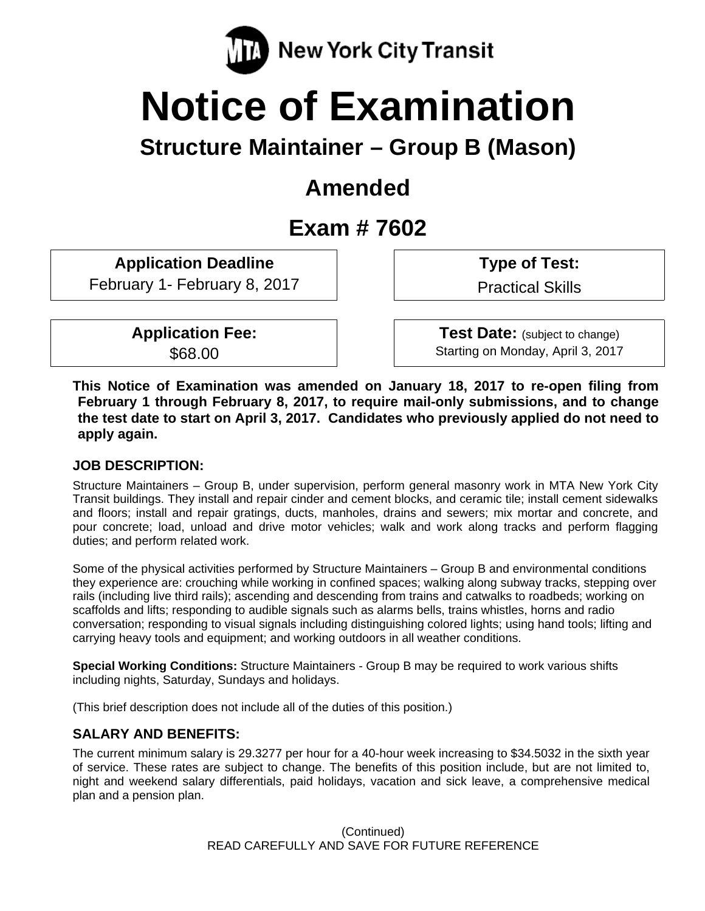New York City Transit

# Notice of Examination

## Structure Maintainer – Group B (Mason)

## Amended

## Exam # 7602

| **Application Deadline** | **Type of Test:** |
| --- | --- |
| February 1- February 8, 2017 | Practical Skills |

| **Application Fee:** | **Test Date:** (subject to change) |
| --- | --- |
| $68.00 | Starting on Monday, April 3, 2017 |

**This Notice of Examination was amended on January 18, 2017 to re-open filing from February 1 through February 8, 2017, to require mail-only submissions, and to change the test date to start on April 3, 2017. Candidates who previously applied do not need to apply again.**

### JOB DESCRIPTION:

Structure Maintainers – Group B, under supervision, perform general masonry work in MTA New York City Transit buildings. They install and repair cinder and cement blocks, and ceramic tile; install cement sidewalks and floors; install and repair gratings, ducts, manholes, drains and sewers; mix mortar and concrete, and pour concrete; load, unload and drive motor vehicles; walk and work along tracks and perform flagging duties; and perform related work.

Some of the physical activities performed by Structure Maintainers – Group B and environmental conditions they experience are: crouching while working in confined spaces; walking along subway tracks, stepping over rails (including live third rails); ascending and descending from trains and catwalks to roadbeds; working on scaffolds and lifts; responding to audible signals such as alarms bells, trains whistles, horns and radio conversation; responding to visual signals including distinguishing colored lights; using hand tools; lifting and carrying heavy tools and equipment; and working outdoors in all weather conditions.

**Special Working Conditions:** Structure Maintainers - Group B may be required to work various shifts including nights, Saturday, Sundays and holidays.

(This brief description does not include all of the duties of this position.)

### SALARY AND BENEFITS:

The current minimum salary is 29.3277 per hour for a 40-hour week increasing to $34.5032 in the sixth year of service. These rates are subject to change. The benefits of this position include, but are not limited to, night and weekend salary differentials, paid holidays, vacation and sick leave, a comprehensive medical plan and a pension plan.

(Continued)
READ CAREFULLY AND SAVE FOR FUTURE REFERENCE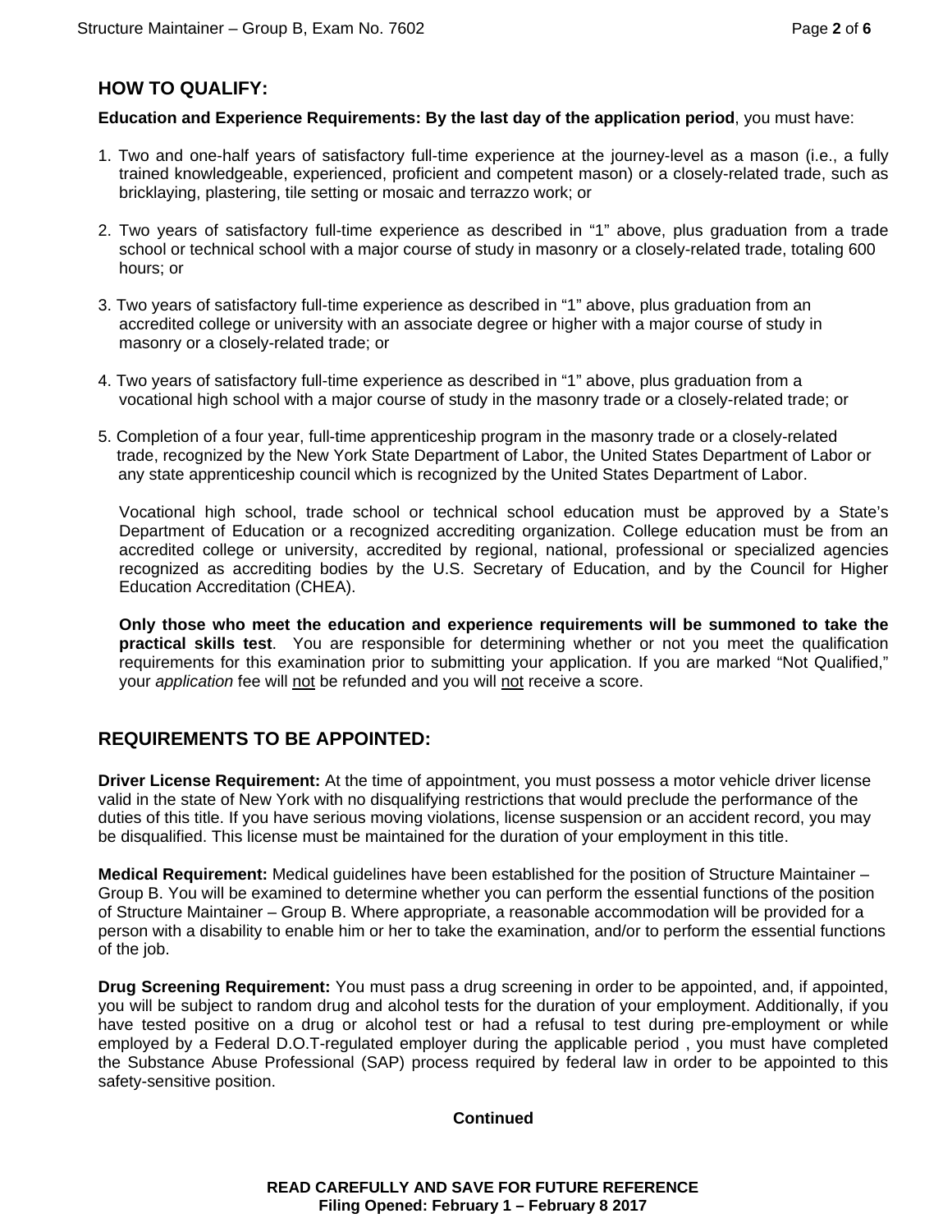## HOW TO QUALIFY:

**Education and Experience Requirements: By the last day of the application period**, you must have:

1. Two and one-half years of satisfactory full-time experience at the journey-level as a mason (i.e., a fully trained knowledgeable, experienced, proficient and competent mason) or a closely-related trade, such as bricklaying, plastering, tile setting or mosaic and terrazzo work; or

2. Two years of satisfactory full-time experience as described in "1" above, plus graduation from a trade school or technical school with a major course of study in masonry or a closely-related trade, totaling 600 hours; or

3. Two years of satisfactory full-time experience as described in "1" above, plus graduation from an accredited college or university with an associate degree or higher with a major course of study in masonry or a closely-related trade; or

4. Two years of satisfactory full-time experience as described in "1" above, plus graduation from a vocational high school with a major course of study in the masonry trade or a closely-related trade; or

5. Completion of a four year, full-time apprenticeship program in the masonry trade or a closely-related trade, recognized by the New York State Department of Labor, the United States Department of Labor or any state apprenticeship council which is recognized by the United States Department of Labor.

   Vocational high school, trade school or technical school education must be approved by a State's Department of Education or a recognized accrediting organization. College education must be from an accredited college or university, accredited by regional, national, professional or specialized agencies recognized as accrediting bodies by the U.S. Secretary of Education, and by the Council for Higher Education Accreditation (CHEA).

   **Only those who meet the education and experience requirements will be summoned to take the practical skills test**. You are responsible for determining whether or not you meet the qualification requirements for this examination prior to submitting your application. If you are marked "Not Qualified," your *application* fee will not be refunded and you will not receive a score.

## REQUIREMENTS TO BE APPOINTED:

**Driver License Requirement:** At the time of appointment, you must possess a motor vehicle driver license valid in the state of New York with no disqualifying restrictions that would preclude the performance of the duties of this title. If you have serious moving violations, license suspension or an accident record, you may be disqualified. This license must be maintained for the duration of your employment in this title.

**Medical Requirement:** Medical guidelines have been established for the position of Structure Maintainer – Group B. You will be examined to determine whether you can perform the essential functions of the position of Structure Maintainer – Group B. Where appropriate, a reasonable accommodation will be provided for a person with a disability to enable him or her to take the examination, and/or to perform the essential functions of the job.

**Drug Screening Requirement:** You must pass a drug screening in order to be appointed, and, if appointed, you will be subject to random drug and alcohol tests for the duration of your employment. Additionally, if you have tested positive on a drug or alcohol test or had a refusal to test during pre-employment or while employed by a Federal D.O.T-regulated employer during the applicable period , you must have completed the Substance Abuse Professional (SAP) process required by federal law in order to be appointed to this safety-sensitive position.

**Continued**

**READ CAREFULLY AND SAVE FOR FUTURE REFERENCE**
**Filing Opened: February 1 – February 8 2017**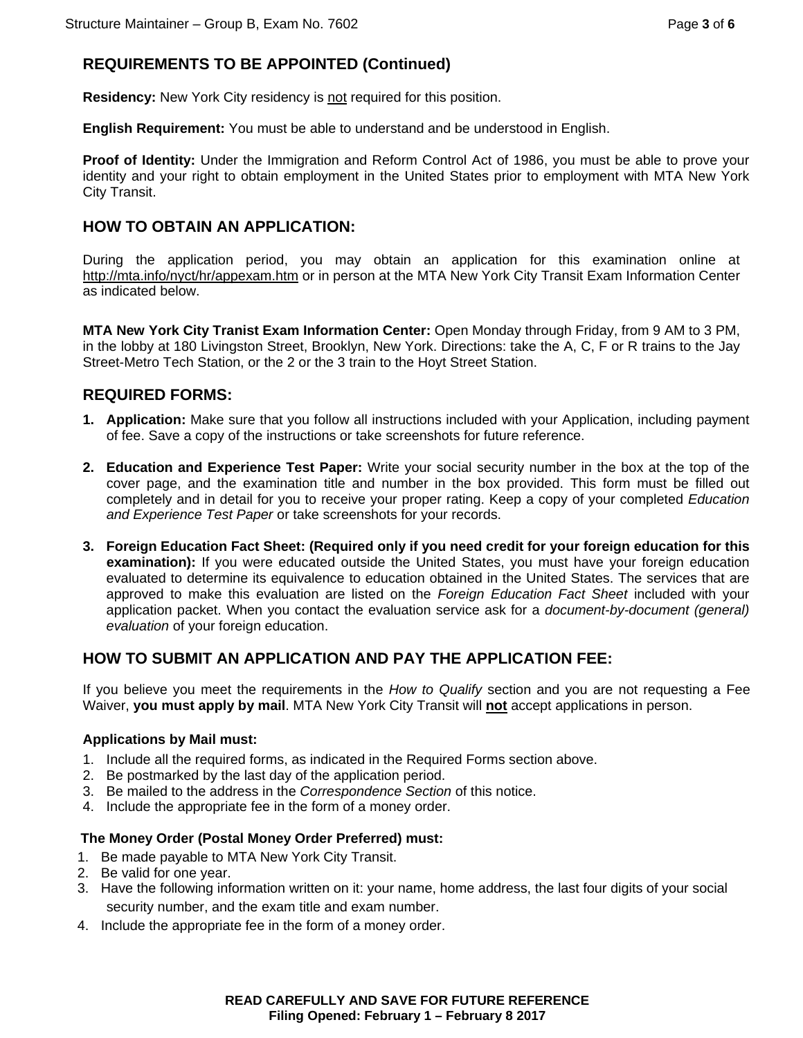## REQUIREMENTS TO BE APPOINTED (Continued)

**Residency:** New York City residency is not required for this position.

**English Requirement:** You must be able to understand and be understood in English.

**Proof of Identity:** Under the Immigration and Reform Control Act of 1986, you must be able to prove your identity and your right to obtain employment in the United States prior to employment with MTA New York City Transit.

## HOW TO OBTAIN AN APPLICATION:

During the application period, you may obtain an application for this examination online at http://mta.info/nyct/hr/appexam.htm or in person at the MTA New York City Transit Exam Information Center as indicated below.

**MTA New York City Tranist Exam Information Center:** Open Monday through Friday, from 9 AM to 3 PM, in the lobby at 180 Livingston Street, Brooklyn, New York. Directions: take the A, C, F or R trains to the Jay Street-Metro Tech Station, or the 2 or the 3 train to the Hoyt Street Station.

## REQUIRED FORMS:

1. **Application:** Make sure that you follow all instructions included with your Application, including payment of fee. Save a copy of the instructions or take screenshots for future reference.

2. **Education and Experience Test Paper:** Write your social security number in the box at the top of the cover page, and the examination title and number in the box provided. This form must be filled out completely and in detail for you to receive your proper rating. Keep a copy of your completed *Education and Experience Test Paper* or take screenshots for your records.

3. **Foreign Education Fact Sheet: (Required only if you need credit for your foreign education for this examination):** If you were educated outside the United States, you must have your foreign education evaluated to determine its equivalence to education obtained in the United States. The services that are approved to make this evaluation are listed on the *Foreign Education Fact Sheet* included with your application packet. When you contact the evaluation service ask for a *document-by-document (general) evaluation* of your foreign education.

## HOW TO SUBMIT AN APPLICATION AND PAY THE APPLICATION FEE:

If you believe you meet the requirements in the *How to Qualify* section and you are not requesting a Fee Waiver, **you must apply by mail**. MTA New York City Transit will **not** accept applications in person.

**Applications by Mail must:**

1. Include all the required forms, as indicated in the Required Forms section above.
2. Be postmarked by the last day of the application period.
3. Be mailed to the address in the *Correspondence Section* of this notice.
4. Include the appropriate fee in the form of a money order.

**The Money Order (Postal Money Order Preferred) must:**

1. Be made payable to MTA New York City Transit.
2. Be valid for one year.
3. Have the following information written on it: your name, home address, the last four digits of your social security number, and the exam title and exam number.
4. Include the appropriate fee in the form of a money order.

**READ CAREFULLY AND SAVE FOR FUTURE REFERENCE**
**Filing Opened: February 1 – February 8 2017**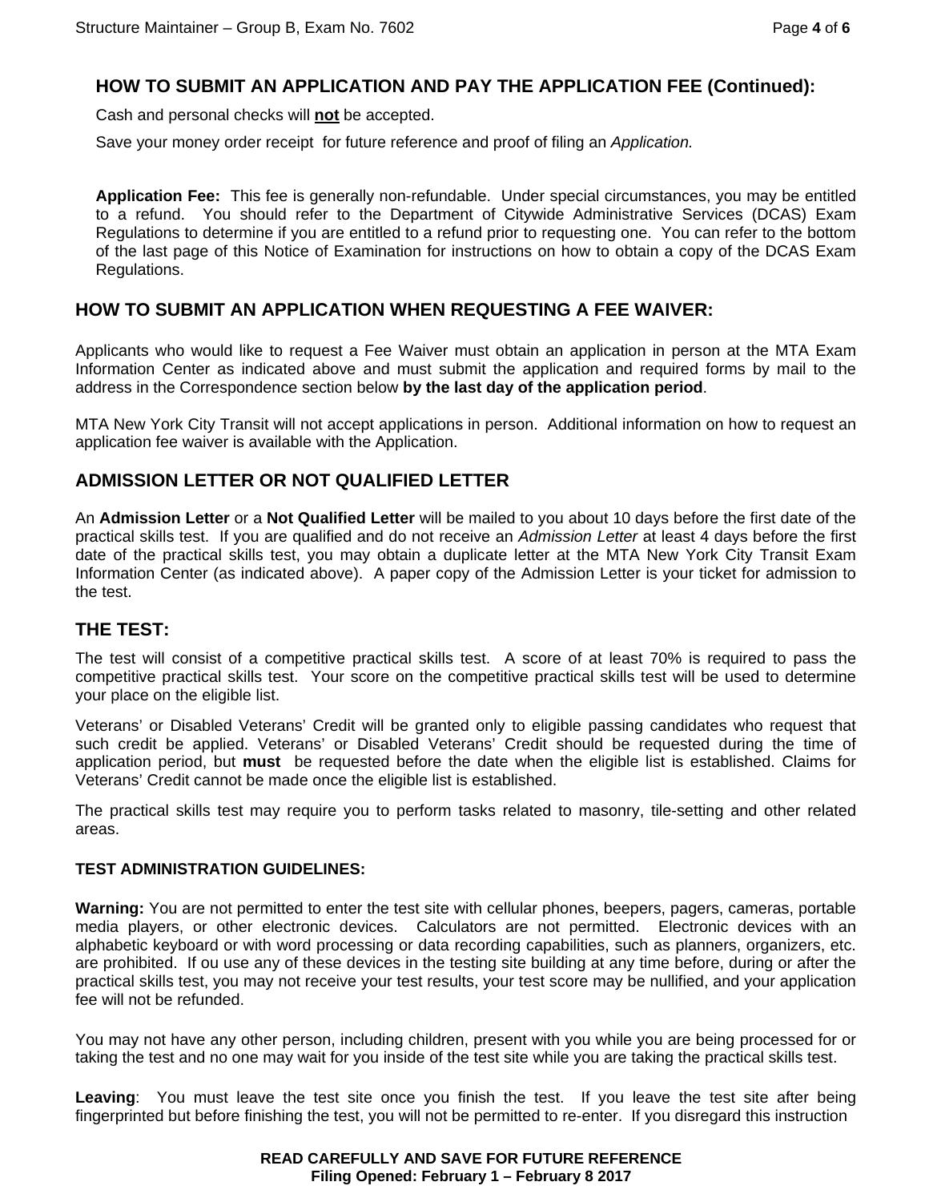## HOW TO SUBMIT AN APPLICATION AND PAY THE APPLICATION FEE (Continued):

Cash and personal checks will **not** be accepted.

Save your money order receipt for future reference and proof of filing an *Application.*

**Application Fee:** This fee is generally non-refundable. Under special circumstances, you may be entitled to a refund. You should refer to the Department of Citywide Administrative Services (DCAS) Exam Regulations to determine if you are entitled to a refund prior to requesting one. You can refer to the bottom of the last page of this Notice of Examination for instructions on how to obtain a copy of the DCAS Exam Regulations.

## HOW TO SUBMIT AN APPLICATION WHEN REQUESTING A FEE WAIVER:

Applicants who would like to request a Fee Waiver must obtain an application in person at the MTA Exam Information Center as indicated above and must submit the application and required forms by mail to the address in the Correspondence section below **by the last day of the application period**.

MTA New York City Transit will not accept applications in person. Additional information on how to request an application fee waiver is available with the Application.

## ADMISSION LETTER OR NOT QUALIFIED LETTER

An **Admission Letter** or a **Not Qualified Letter** will be mailed to you about 10 days before the first date of the practical skills test. If you are qualified and do not receive an *Admission Letter* at least 4 days before the first date of the practical skills test, you may obtain a duplicate letter at the MTA New York City Transit Exam Information Center (as indicated above). A paper copy of the Admission Letter is your ticket for admission to the test.

## THE TEST:

The test will consist of a competitive practical skills test. A score of at least 70% is required to pass the competitive practical skills test. Your score on the competitive practical skills test will be used to determine your place on the eligible list.

Veterans' or Disabled Veterans' Credit will be granted only to eligible passing candidates who request that such credit be applied. Veterans' or Disabled Veterans' Credit should be requested during the time of application period, but **must** be requested before the date when the eligible list is established. Claims for Veterans' Credit cannot be made once the eligible list is established.

The practical skills test may require you to perform tasks related to masonry, tile-setting and other related areas.

### TEST ADMINISTRATION GUIDELINES:

**Warning:** You are not permitted to enter the test site with cellular phones, beepers, pagers, cameras, portable media players, or other electronic devices. Calculators are not permitted. Electronic devices with an alphabetic keyboard or with word processing or data recording capabilities, such as planners, organizers, etc. are prohibited. If ou use any of these devices in the testing site building at any time before, during or after the practical skills test, you may not receive your test results, your test score may be nullified, and your application fee will not be refunded.

You may not have any other person, including children, present with you while you are being processed for or taking the test and no one may wait for you inside of the test site while you are taking the practical skills test.

**Leaving**: You must leave the test site once you finish the test. If you leave the test site after being fingerprinted but before finishing the test, you will not be permitted to re-enter. If you disregard this instruction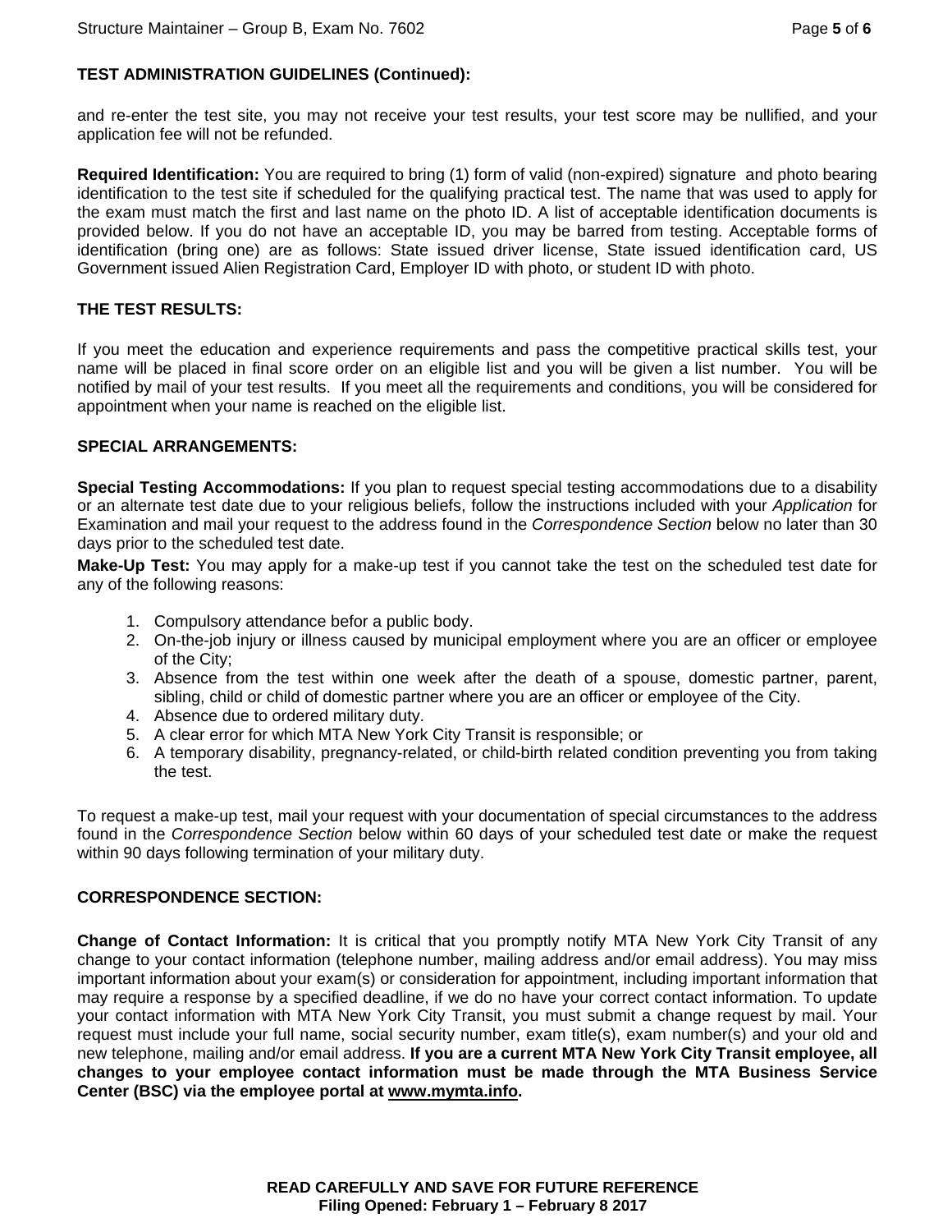**TEST ADMINISTRATION GUIDELINES (Continued):**

and re-enter the test site, you may not receive your test results, your test score may be nullified, and your application fee will not be refunded.

**Required Identification:** You are required to bring (1) form of valid (non-expired) signature and photo bearing identification to the test site if scheduled for the qualifying practical test. The name that was used to apply for the exam must match the first and last name on the photo ID. A list of acceptable identification documents is provided below. If you do not have an acceptable ID, you may be barred from testing. Acceptable forms of identification (bring one) are as follows: State issued driver license, State issued identification card, US Government issued Alien Registration Card, Employer ID with photo, or student ID with photo.

**THE TEST RESULTS:**

If you meet the education and experience requirements and pass the competitive practical skills test, your name will be placed in final score order on an eligible list and you will be given a list number. You will be notified by mail of your test results. If you meet all the requirements and conditions, you will be considered for appointment when your name is reached on the eligible list.

**SPECIAL ARRANGEMENTS:**

**Special Testing Accommodations:** If you plan to request special testing accommodations due to a disability or an alternate test date due to your religious beliefs, follow the instructions included with your *Application* for Examination and mail your request to the address found in the *Correspondence Section* below no later than 30 days prior to the scheduled test date.

**Make-Up Test:** You may apply for a make-up test if you cannot take the test on the scheduled test date for any of the following reasons:

1. Compulsory attendance befor a public body.
2. On-the-job injury or illness caused by municipal employment where you are an officer or employee of the City;
3. Absence from the test within one week after the death of a spouse, domestic partner, parent, sibling, child or child of domestic partner where you are an officer or employee of the City.
4. Absence due to ordered military duty.
5. A clear error for which MTA New York City Transit is responsible; or
6. A temporary disability, pregnancy-related, or child-birth related condition preventing you from taking the test.

To request a make-up test, mail your request with your documentation of special circumstances to the address found in the *Correspondence Section* below within 60 days of your scheduled test date or make the request within 90 days following termination of your military duty.

**CORRESPONDENCE SECTION:**

**Change of Contact Information:** It is critical that you promptly notify MTA New York City Transit of any change to your contact information (telephone number, mailing address and/or email address). You may miss important information about your exam(s) or consideration for appointment, including important information that may require a response by a specified deadline, if we do no have your correct contact information. To update your contact information with MTA New York City Transit, you must submit a change request by mail. Your request must include your full name, social security number, exam title(s), exam number(s) and your old and new telephone, mailing and/or email address. **If you are a current MTA New York City Transit employee, all changes to your employee contact information must be made through the MTA Business Service Center (BSC) via the employee portal at www.mymta.info.**

**READ CAREFULLY AND SAVE FOR FUTURE REFERENCE**
**Filing Opened: February 1 – February 8 2017**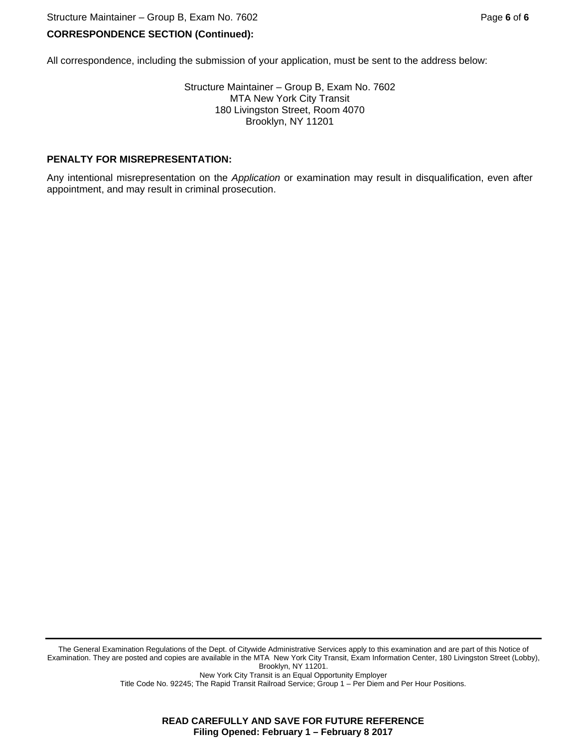**CORRESPONDENCE SECTION (Continued):**

All correspondence, including the submission of your application, must be sent to the address below:

Structure Maintainer – Group B, Exam No. 7602
MTA New York City Transit
180 Livingston Street, Room 4070
Brooklyn, NY 11201

**PENALTY FOR MISREPRESENTATION:**

Any intentional misrepresentation on the *Application* or examination may result in disqualification, even after appointment, and may result in criminal prosecution.

---

The General Examination Regulations of the Dept. of Citywide Administrative Services apply to this examination and are part of this Notice of Examination. They are posted and copies are available in the MTA New York City Transit, Exam Information Center, 180 Livingston Street (Lobby), Brooklyn, NY 11201.
New York City Transit is an Equal Opportunity Employer
Title Code No. 92245; The Rapid Transit Railroad Service; Group 1 – Per Diem and Per Hour Positions.

**READ CAREFULLY AND SAVE FOR FUTURE REFERENCE**
**Filing Opened: February 1 – February 8 2017**